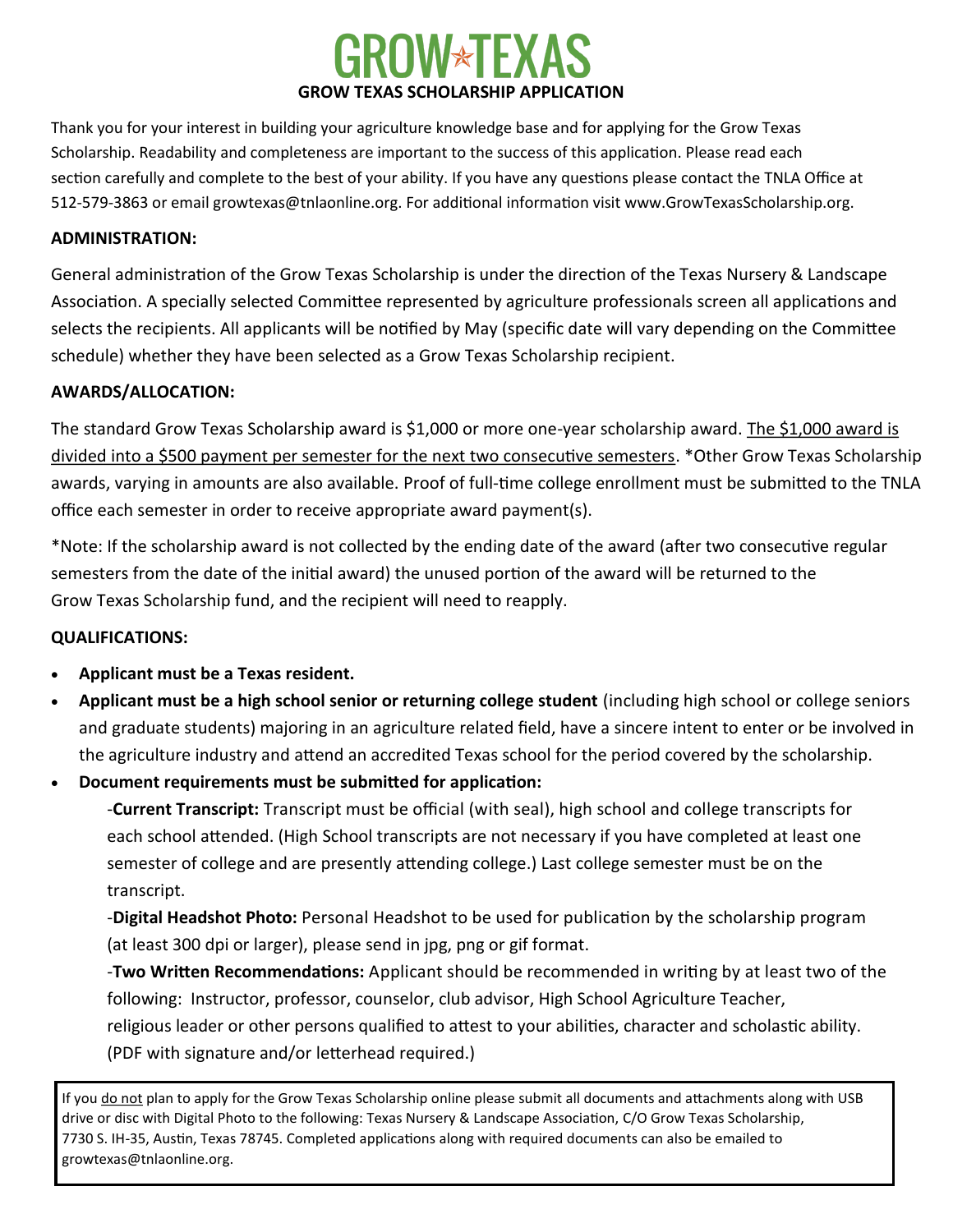# GROW TEXAS

## GROW TEXAS SCHOLARSHIP APPLICATION

Thank you for your interest in building your agriculture knowledge base and for applying for the Grow Texas Scholarship. Readability and completeness are important to the success of this application. Please read each section carefully and complete to the best of your ability. If you have any questions please contact the TNLA Office at 512-579-3863 or email growtexas@tnlaonline.org. For additional information visit www.GrowTexasScholarship.org.

**ADMINISTRATION:**

General administration of the Grow Texas Scholarship is under the direction of the Texas Nursery & Landscape Association. A specially selected Committee represented by agriculture professionals screen all applications and selects the recipients. All applicants will be notified by May (specific date will vary depending on the Committee schedule) whether they have been selected as a Grow Texas Scholarship recipient.

**AWARDS/ALLOCATION:**

The standard Grow Texas Scholarship award is $1,000 or more one-year scholarship award. <u>The $1,000 award is divided into a $500 payment per semester for the next two consecutive semesters</u>. *Other Grow Texas Scholarship awards, varying in amounts are also available. Proof of full-time college enrollment must be submitted to the TNLA office each semester in order to receive appropriate award payment(s).

*Note: If the scholarship award is not collected by the ending date of the award (after two consecutive regular semesters from the date of the initial award) the unused portion of the award will be returned to the Grow Texas Scholarship fund, and the recipient will need to reapply.

**QUALIFICATIONS:**

- **Applicant must be a Texas resident.**
- **Applicant must be a high school senior or returning college student** (including high school or college seniors and graduate students) majoring in an agriculture related field, have a sincere intent to enter or be involved in the agriculture industry and attend an accredited Texas school for the period covered by the scholarship.
- **Document requirements must be submitted for application:**

  -**Current Transcript:** Transcript must be official (with seal), high school and college transcripts for each school attended. (High School transcripts are not necessary if you have completed at least one semester of college and are presently attending college.) Last college semester must be on the transcript.

  -**Digital Headshot Photo:** Personal Headshot to be used for publication by the scholarship program (at least 300 dpi or larger), please send in jpg, png or gif format.

  -**Two Written Recommendations:** Applicant should be recommended in writing by at least two of the following: Instructor, professor, counselor, club advisor, High School Agriculture Teacher, religious leader or other persons qualified to attest to your abilities, character and scholastic ability. (PDF with signature and/or letterhead required.)

If you <u>do not</u> plan to apply for the Grow Texas Scholarship online please submit all documents and attachments along with USB drive or disc with Digital Photo to the following: Texas Nursery & Landscape Association, C/O Grow Texas Scholarship, 7730 S. IH-35, Austin, Texas 78745. Completed applications along with required documents can also be emailed to growtexas@tnlaonline.org.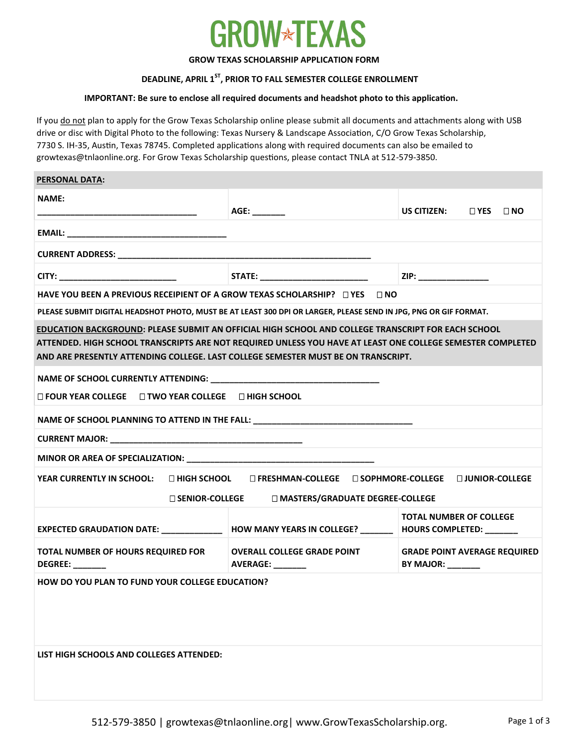# GROW TEXAS

**GROW TEXAS SCHOLARSHIP APPLICATION FORM**

**DEADLINE, APRIL 1ST, PRIOR TO FALL SEMESTER COLLEGE ENROLLMENT**

**IMPORTANT: Be sure to enclose all required documents and headshot photo to this application.**

If you do not plan to apply for the Grow Texas Scholarship online please submit all documents and attachments along with USB drive or disc with Digital Photo to the following: Texas Nursery & Landscape Association, C/O Grow Texas Scholarship, 7730 S. IH-35, Austin, Texas 78745. Completed applications along with required documents can also be emailed to growtexas@tnlaonline.org. For Grow Texas Scholarship questions, please contact TNLA at 512-579-3850.

| **PERSONAL DATA:** | | |
|---|---|---|
| **NAME:** ___________________________________ | **AGE:** _______ | **US CITIZEN:** ☐ **YES** ☐ **NO** |
| **EMAIL:** ___________________________________ | | |
| **CURRENT ADDRESS:** ________________________________________________________ | | |
| **CITY:** _________________________ | **STATE:** ________________________ | **ZIP:** _______________ |
| **HAVE YOU BEEN A PREVIOUS RECEIPIENT OF A GROW TEXAS SCHOLARSHIP?** ☐ **YES** ☐ **NO** | | |
| **PLEASE SUBMIT DIGITAL HEADSHOT PHOTO, MUST BE AT LEAST 300 DPI OR LARGER, PLEASE SEND IN JPG, PNG OR GIF FORMAT.** | | |

| **EDUCATION BACKGROUND: PLEASE SUBMIT AN OFFICIAL HIGH SCHOOL AND COLLEGE TRANSCRIPT FOR EACH SCHOOL ATTENDED. HIGH SCHOOL TRANSCRIPTS ARE NOT REQUIRED UNLESS YOU HAVE AT LEAST ONE COLLEGE SEMESTER COMPLETED AND ARE PRESENTLY ATTENDING COLLEGE. LAST COLLEGE SEMESTER MUST BE ON TRANSCRIPT.** | | |
|---|---|---|
| **NAME OF SCHOOL CURRENTLY ATTENDING:** _____________________________________ ☐ **FOUR YEAR COLLEGE** ☐ **TWO YEAR COLLEGE** ☐ **HIGH SCHOOL** | | |
| **NAME OF SCHOOL PLANNING TO ATTEND IN THE FALL:** __________________________________ | | |
| **CURRENT MAJOR:** __________________________________________ | | |
| **MINOR OR AREA OF SPECIALIZATION:** __________________________________________ | | |
| **YEAR CURRENTLY IN SCHOOL:** ☐ **HIGH SCHOOL** ☐ **FRESHMAN-COLLEGE** ☐ **SOPHMORE-COLLEGE** ☐ **JUNIOR-COLLEGE** ☐ **SENIOR-COLLEGE** ☐ **MASTERS/GRADUATE DEGREE-COLLEGE** | | |
| **EXPECTED GRAUDATION DATE:** _____________ | **HOW MANY YEARS IN COLLEGE?** _______ | **TOTAL NUMBER OF COLLEGE HOURS COMPLETED:** _______ |
| **TOTAL NUMBER OF HOURS REQUIRED FOR DEGREE:** _______ | **OVERALL COLLEGE GRADE POINT AVERAGE:** _______ | **GRADE POINT AVERAGE REQUIRED BY MAJOR:** _______ |
| **HOW DO YOU PLAN TO FUND YOUR COLLEGE EDUCATION?** | | |
| **LIST HIGH SCHOOLS AND COLLEGES ATTENDED:** | | |

512-579-3850 | growtexas@tnlaonline.org| www.GrowTexasScholarship.org.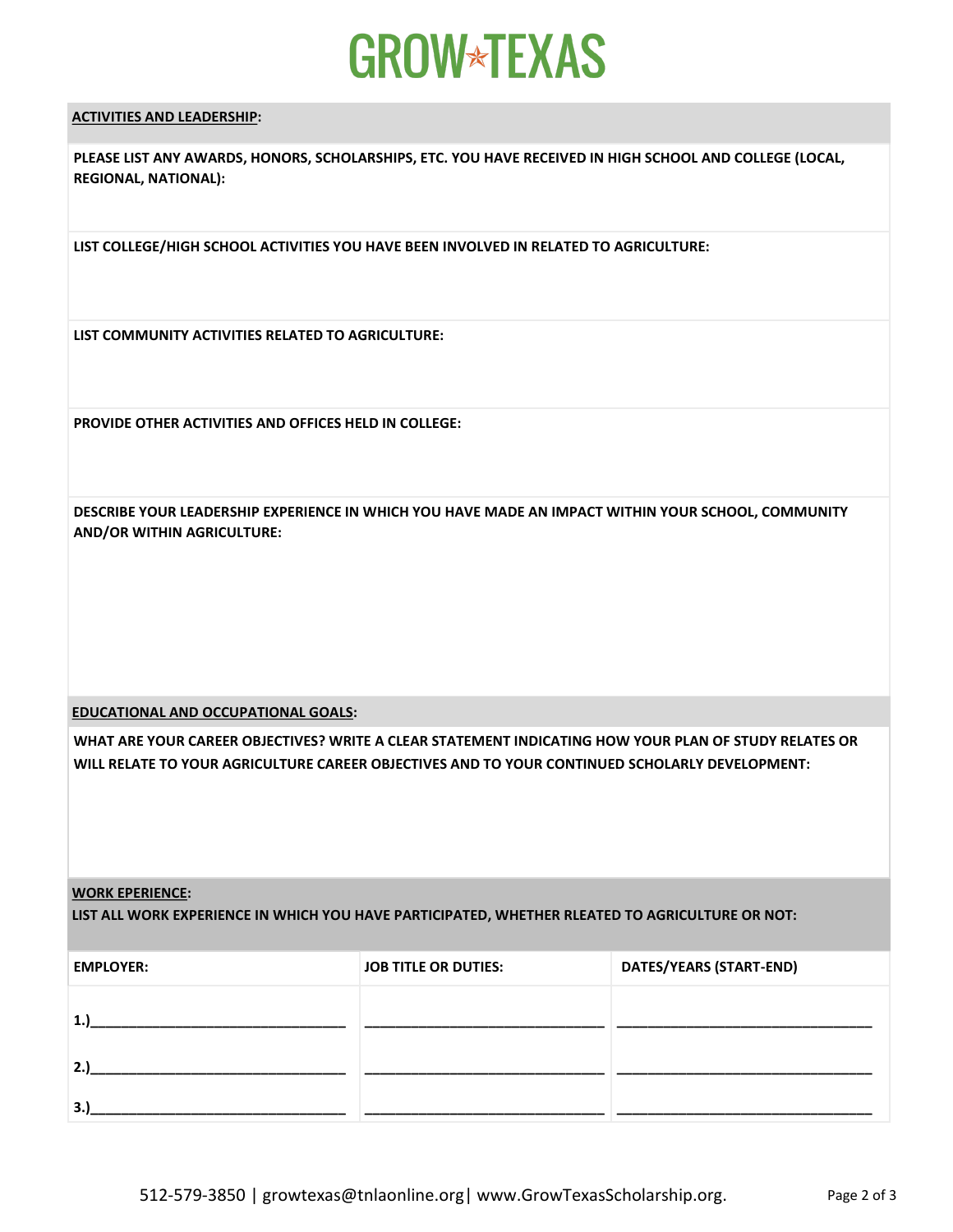# GROW TEXAS

**ACTIVITIES AND LEADERSHIP:**

**PLEASE LIST ANY AWARDS, HONORS, SCHOLARSHIPS, ETC. YOU HAVE RECEIVED IN HIGH SCHOOL AND COLLEGE (LOCAL, REGIONAL, NATIONAL):**

**LIST COLLEGE/HIGH SCHOOL ACTIVITIES YOU HAVE BEEN INVOLVED IN RELATED TO AGRICULTURE:**

**LIST COMMUNITY ACTIVITIES RELATED TO AGRICULTURE:**

**PROVIDE OTHER ACTIVITIES AND OFFICES HELD IN COLLEGE:**

**DESCRIBE YOUR LEADERSHIP EXPERIENCE IN WHICH YOU HAVE MADE AN IMPACT WITHIN YOUR SCHOOL, COMMUNITY AND/OR WITHIN AGRICULTURE:**

**EDUCATIONAL AND OCCUPATIONAL GOALS:**

**WHAT ARE YOUR CAREER OBJECTIVES? WRITE A CLEAR STATEMENT INDICATING HOW YOUR PLAN OF STUDY RELATES OR WILL RELATE TO YOUR AGRICULTURE CAREER OBJECTIVES AND TO YOUR CONTINUED SCHOLARLY DEVELOPMENT:**

**WORK EPERIENCE:**
**LIST ALL WORK EXPERIENCE IN WHICH YOU HAVE PARTICIPATED, WHETHER RLEATED TO AGRICULTURE OR NOT:**

| EMPLOYER: | JOB TITLE OR DUTIES: | DATES/YEARS (START-END) |
|---|---|---|
| 1.)________________________________ | ______________________________ | ________________________________ |
| 2.)________________________________ | ______________________________ | ________________________________ |
| 3.)________________________________ | ______________________________ | ________________________________ |

512-579-3850 | growtexas@tnlaonline.org| www.GrowTexasScholarship.org.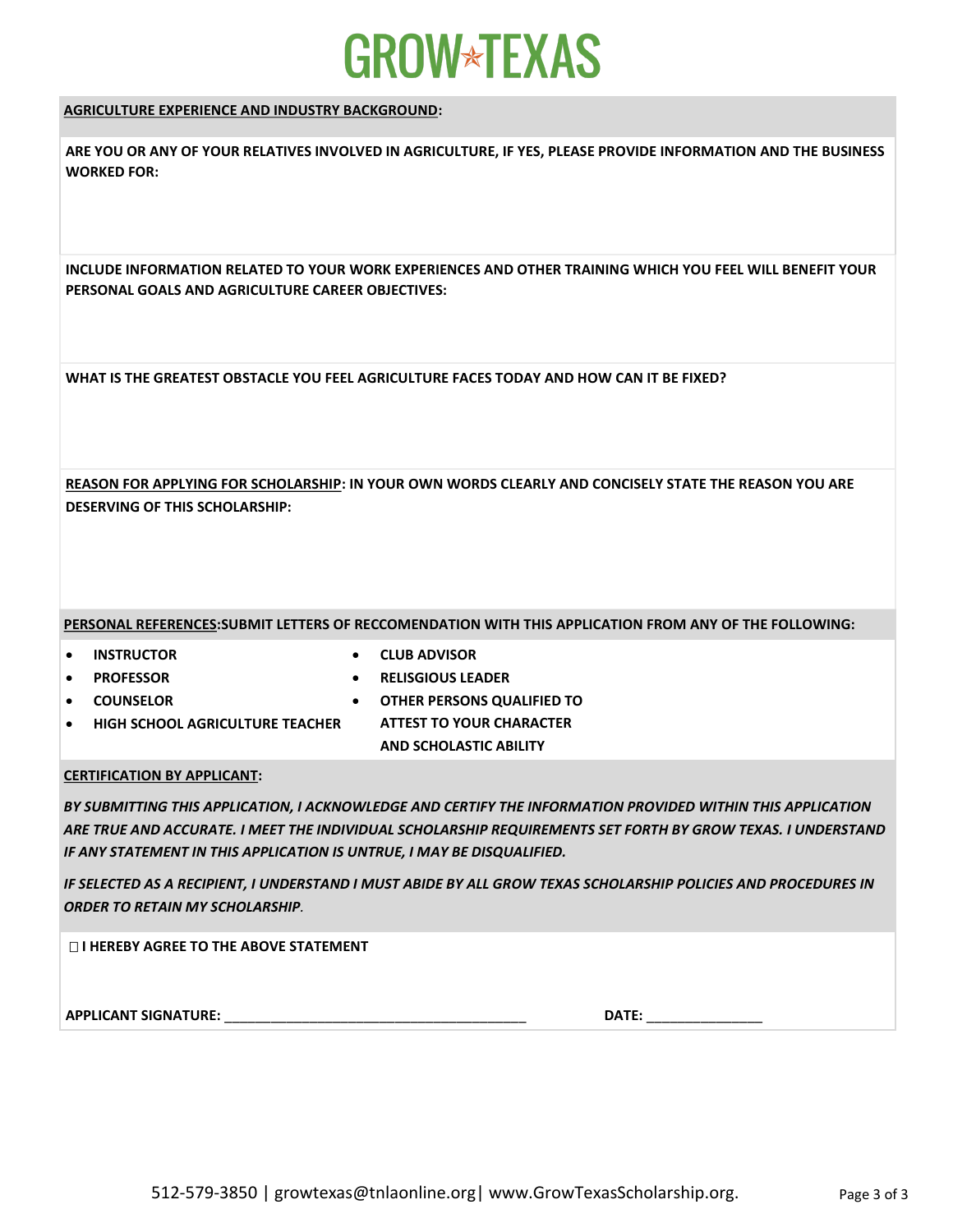# GROW TEXAS

**AGRICULTURE EXPERIENCE AND INDUSTRY BACKGROUND:**

**ARE YOU OR ANY OF YOUR RELATIVES INVOLVED IN AGRICULTURE, IF YES, PLEASE PROVIDE INFORMATION AND THE BUSINESS WORKED FOR:**

**INCLUDE INFORMATION RELATED TO YOUR WORK EXPERIENCES AND OTHER TRAINING WHICH YOU FEEL WILL BENEFIT YOUR PERSONAL GOALS AND AGRICULTURE CAREER OBJECTIVES:**

**WHAT IS THE GREATEST OBSTACLE YOU FEEL AGRICULTURE FACES TODAY AND HOW CAN IT BE FIXED?**

**REASON FOR APPLYING FOR SCHOLARSHIP: IN YOUR OWN WORDS CLEARLY AND CONCISELY STATE THE REASON YOU ARE DESERVING OF THIS SCHOLARSHIP:**

**PERSONAL REFERENCES: SUBMIT LETTERS OF RECCOMENDATION WITH THIS APPLICATION FROM ANY OF THE FOLLOWING:**

- **INSTRUCTOR**
- **PROFESSOR**
- **COUNSELOR**
- **HIGH SCHOOL AGRICULTURE TEACHER**
- **CLUB ADVISOR**
- **RELISGIOUS LEADER**
- **OTHER PERSONS QUALIFIED TO ATTEST TO YOUR CHARACTER AND SCHOLASTIC ABILITY**

**CERTIFICATION BY APPLICANT:**

***BY SUBMITTING THIS APPLICATION, I ACKNOWLEDGE AND CERTIFY THE INFORMATION PROVIDED WITHIN THIS APPLICATION ARE TRUE AND ACCURATE. I MEET THE INDIVIDUAL SCHOLARSHIP REQUIREMENTS SET FORTH BY GROW TEXAS. I UNDERSTAND IF ANY STATEMENT IN THIS APPLICATION IS UNTRUE, I MAY BE DISQUALIFIED.***

***IF SELECTED AS A RECIPIENT, I UNDERSTAND I MUST ABIDE BY ALL GROW TEXAS SCHOLARSHIP POLICIES AND PROCEDURES IN ORDER TO RETAIN MY SCHOLARSHIP.***

☐ **I HEREBY AGREE TO THE ABOVE STATEMENT**

**APPLICANT SIGNATURE:** ________________________________________ **DATE:** _______________

512-579-3850 | growtexas@tnlaonline.org| www.GrowTexasScholarship.org.